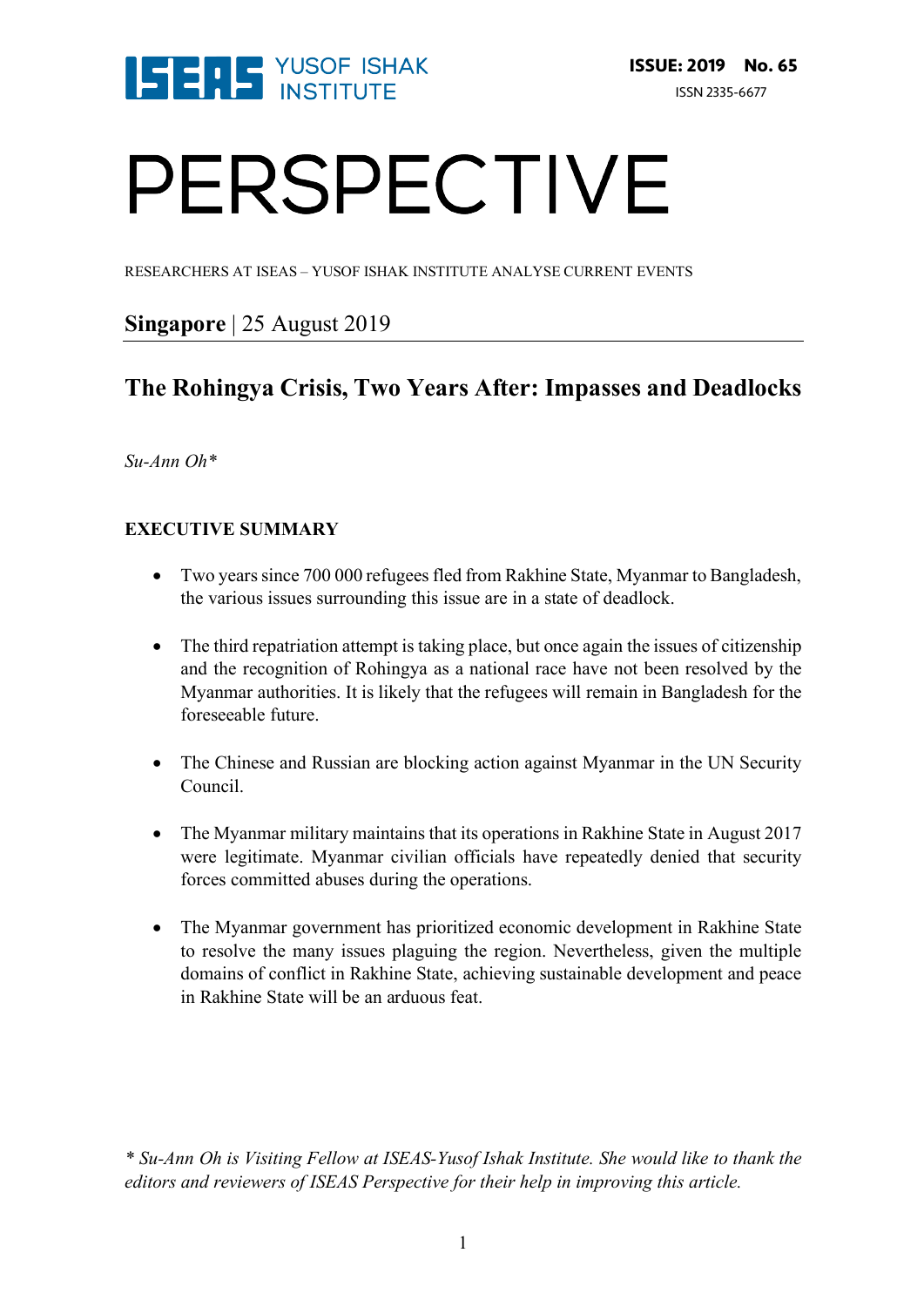ISEAS YUSOF ISHAK INSTITUTE

**ISSUE: 2019 No. 65**

ISSN 2335-6677

# PERSPECTIVE

RESEARCHERS AT ISEAS – YUSOF ISHAK INSTITUTE ANALYSE CURRENT EVENTS

**Singapore** | 25 August 2019

## The Rohingya Crisis, Two Years After: Impasses and Deadlocks

*Su-Ann Oh**

### EXECUTIVE SUMMARY

- Two years since 700 000 refugees fled from Rakhine State, Myanmar to Bangladesh, the various issues surrounding this issue are in a state of deadlock.

- The third repatriation attempt is taking place, but once again the issues of citizenship and the recognition of Rohingya as a national race have not been resolved by the Myanmar authorities. It is likely that the refugees will remain in Bangladesh for the foreseeable future.

- The Chinese and Russian are blocking action against Myanmar in the UN Security Council.

- The Myanmar military maintains that its operations in Rakhine State in August 2017 were legitimate. Myanmar civilian officials have repeatedly denied that security forces committed abuses during the operations.

- The Myanmar government has prioritized economic development in Rakhine State to resolve the many issues plaguing the region. Nevertheless, given the multiple domains of conflict in Rakhine State, achieving sustainable development and peace in Rakhine State will be an arduous feat.

*\* Su-Ann Oh is Visiting Fellow at ISEAS-Yusof Ishak Institute. She would like to thank the editors and reviewers of ISEAS Perspective for their help in improving this article.*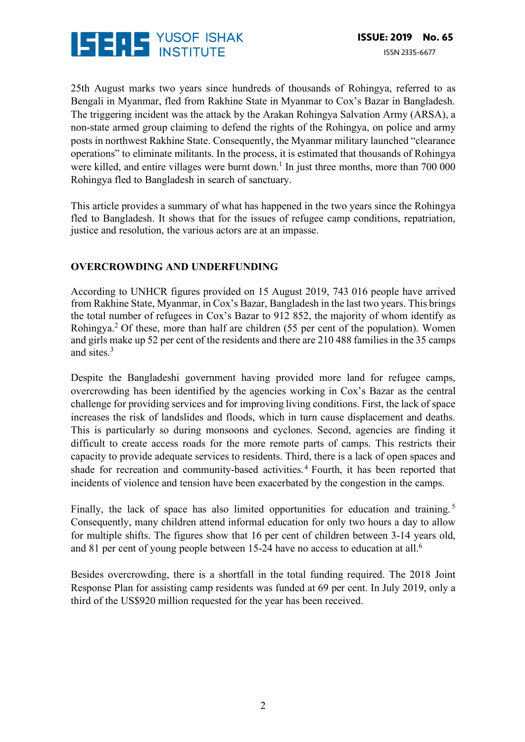25th August marks two years since hundreds of thousands of Rohingya, referred to as Bengali in Myanmar, fled from Rakhine State in Myanmar to Cox's Bazar in Bangladesh. The triggering incident was the attack by the Arakan Rohingya Salvation Army (ARSA), a non-state armed group claiming to defend the rights of the Rohingya, on police and army posts in northwest Rakhine State. Consequently, the Myanmar military launched "clearance operations" to eliminate militants. In the process, it is estimated that thousands of Rohingya were killed, and entire villages were burnt down.[1] In just three months, more than 700 000 Rohingya fled to Bangladesh in search of sanctuary.

This article provides a summary of what has happened in the two years since the Rohingya fled to Bangladesh. It shows that for the issues of refugee camp conditions, repatriation, justice and resolution, the various actors are at an impasse.

## OVERCROWDING AND UNDERFUNDING

According to UNHCR figures provided on 15 August 2019, 743 016 people have arrived from Rakhine State, Myanmar, in Cox's Bazar, Bangladesh in the last two years. This brings the total number of refugees in Cox's Bazar to 912 852, the majority of whom identify as Rohingya.[2] Of these, more than half are children (55 per cent of the population). Women and girls make up 52 per cent of the residents and there are 210 488 families in the 35 camps and sites.[3]

Despite the Bangladeshi government having provided more land for refugee camps, overcrowding has been identified by the agencies working in Cox's Bazar as the central challenge for providing services and for improving living conditions. First, the lack of space increases the risk of landslides and floods, which in turn cause displacement and deaths. This is particularly so during monsoons and cyclones. Second, agencies are finding it difficult to create access roads for the more remote parts of camps. This restricts their capacity to provide adequate services to residents. Third, there is a lack of open spaces and shade for recreation and community-based activities.[4] Fourth, it has been reported that incidents of violence and tension have been exacerbated by the congestion in the camps.

Finally, the lack of space has also limited opportunities for education and training.[5] Consequently, many children attend informal education for only two hours a day to allow for multiple shifts. The figures show that 16 per cent of children between 3-14 years old, and 81 per cent of young people between 15-24 have no access to education at all.[6]

Besides overcrowding, there is a shortfall in the total funding required. The 2018 Joint Response Plan for assisting camp residents was funded at 69 per cent. In July 2019, only a third of the US$920 million requested for the year has been received.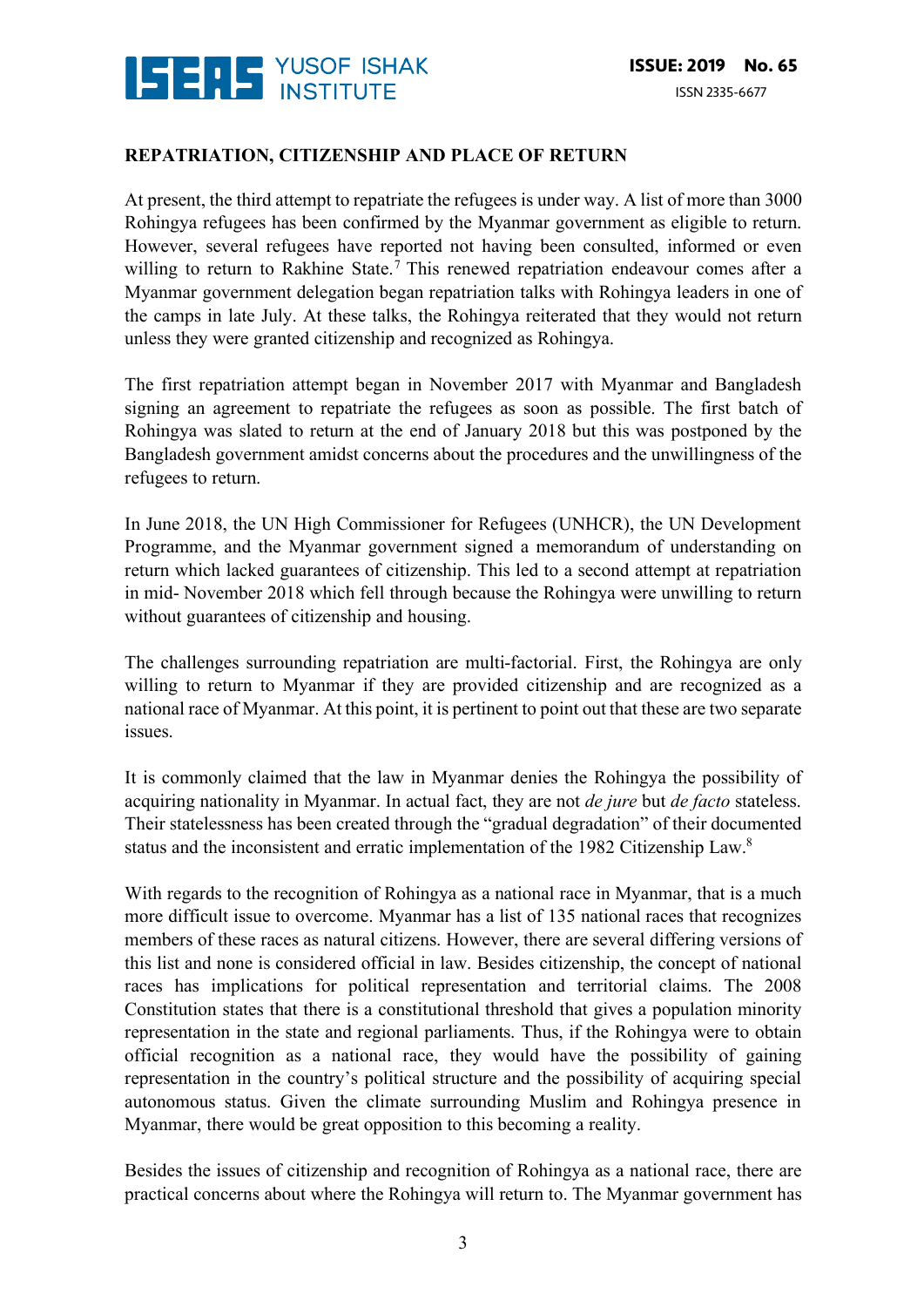**REPATRIATION, CITIZENSHIP AND PLACE OF RETURN**

At present, the third attempt to repatriate the refugees is under way. A list of more than 3000 Rohingya refugees has been confirmed by the Myanmar government as eligible to return. However, several refugees have reported not having been consulted, informed or even willing to return to Rakhine State.[7] This renewed repatriation endeavour comes after a Myanmar government delegation began repatriation talks with Rohingya leaders in one of the camps in late July. At these talks, the Rohingya reiterated that they would not return unless they were granted citizenship and recognized as Rohingya.

The first repatriation attempt began in November 2017 with Myanmar and Bangladesh signing an agreement to repatriate the refugees as soon as possible. The first batch of Rohingya was slated to return at the end of January 2018 but this was postponed by the Bangladesh government amidst concerns about the procedures and the unwillingness of the refugees to return.

In June 2018, the UN High Commissioner for Refugees (UNHCR), the UN Development Programme, and the Myanmar government signed a memorandum of understanding on return which lacked guarantees of citizenship. This led to a second attempt at repatriation in mid- November 2018 which fell through because the Rohingya were unwilling to return without guarantees of citizenship and housing.

The challenges surrounding repatriation are multi-factorial. First, the Rohingya are only willing to return to Myanmar if they are provided citizenship and are recognized as a national race of Myanmar. At this point, it is pertinent to point out that these are two separate issues.

It is commonly claimed that the law in Myanmar denies the Rohingya the possibility of acquiring nationality in Myanmar. In actual fact, they are not *de jure* but *de facto* stateless. Their statelessness has been created through the "gradual degradation" of their documented status and the inconsistent and erratic implementation of the 1982 Citizenship Law.[8]

With regards to the recognition of Rohingya as a national race in Myanmar, that is a much more difficult issue to overcome. Myanmar has a list of 135 national races that recognizes members of these races as natural citizens. However, there are several differing versions of this list and none is considered official in law. Besides citizenship, the concept of national races has implications for political representation and territorial claims. The 2008 Constitution states that there is a constitutional threshold that gives a population minority representation in the state and regional parliaments. Thus, if the Rohingya were to obtain official recognition as a national race, they would have the possibility of gaining representation in the country's political structure and the possibility of acquiring special autonomous status. Given the climate surrounding Muslim and Rohingya presence in Myanmar, there would be great opposition to this becoming a reality.

Besides the issues of citizenship and recognition of Rohingya as a national race, there are practical concerns about where the Rohingya will return to. The Myanmar government has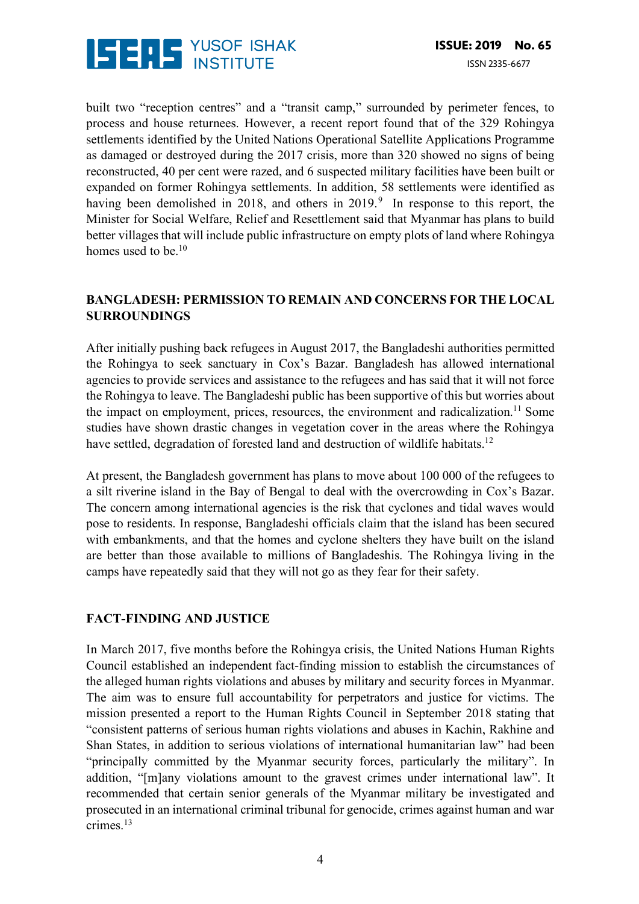built two "reception centres" and a "transit camp," surrounded by perimeter fences, to process and house returnees. However, a recent report found that of the 329 Rohingya settlements identified by the United Nations Operational Satellite Applications Programme as damaged or destroyed during the 2017 crisis, more than 320 showed no signs of being reconstructed, 40 per cent were razed, and 6 suspected military facilities have been built or expanded on former Rohingya settlements. In addition, 58 settlements were identified as having been demolished in 2018, and others in 2019.[9] In response to this report, the Minister for Social Welfare, Relief and Resettlement said that Myanmar has plans to build better villages that will include public infrastructure on empty plots of land where Rohingya homes used to be.[10]

## BANGLADESH: PERMISSION TO REMAIN AND CONCERNS FOR THE LOCAL SURROUNDINGS

After initially pushing back refugees in August 2017, the Bangladeshi authorities permitted the Rohingya to seek sanctuary in Cox's Bazar. Bangladesh has allowed international agencies to provide services and assistance to the refugees and has said that it will not force the Rohingya to leave. The Bangladeshi public has been supportive of this but worries about the impact on employment, prices, resources, the environment and radicalization.[11] Some studies have shown drastic changes in vegetation cover in the areas where the Rohingya have settled, degradation of forested land and destruction of wildlife habitats.[12]

At present, the Bangladesh government has plans to move about 100 000 of the refugees to a silt riverine island in the Bay of Bengal to deal with the overcrowding in Cox's Bazar. The concern among international agencies is the risk that cyclones and tidal waves would pose to residents. In response, Bangladeshi officials claim that the island has been secured with embankments, and that the homes and cyclone shelters they have built on the island are better than those available to millions of Bangladeshis. The Rohingya living in the camps have repeatedly said that they will not go as they fear for their safety.

## FACT-FINDING AND JUSTICE

In March 2017, five months before the Rohingya crisis, the United Nations Human Rights Council established an independent fact-finding mission to establish the circumstances of the alleged human rights violations and abuses by military and security forces in Myanmar. The aim was to ensure full accountability for perpetrators and justice for victims. The mission presented a report to the Human Rights Council in September 2018 stating that "consistent patterns of serious human rights violations and abuses in Kachin, Rakhine and Shan States, in addition to serious violations of international humanitarian law" had been "principally committed by the Myanmar security forces, particularly the military". In addition, "[m]any violations amount to the gravest crimes under international law". It recommended that certain senior generals of the Myanmar military be investigated and prosecuted in an international criminal tribunal for genocide, crimes against human and war crimes.[13]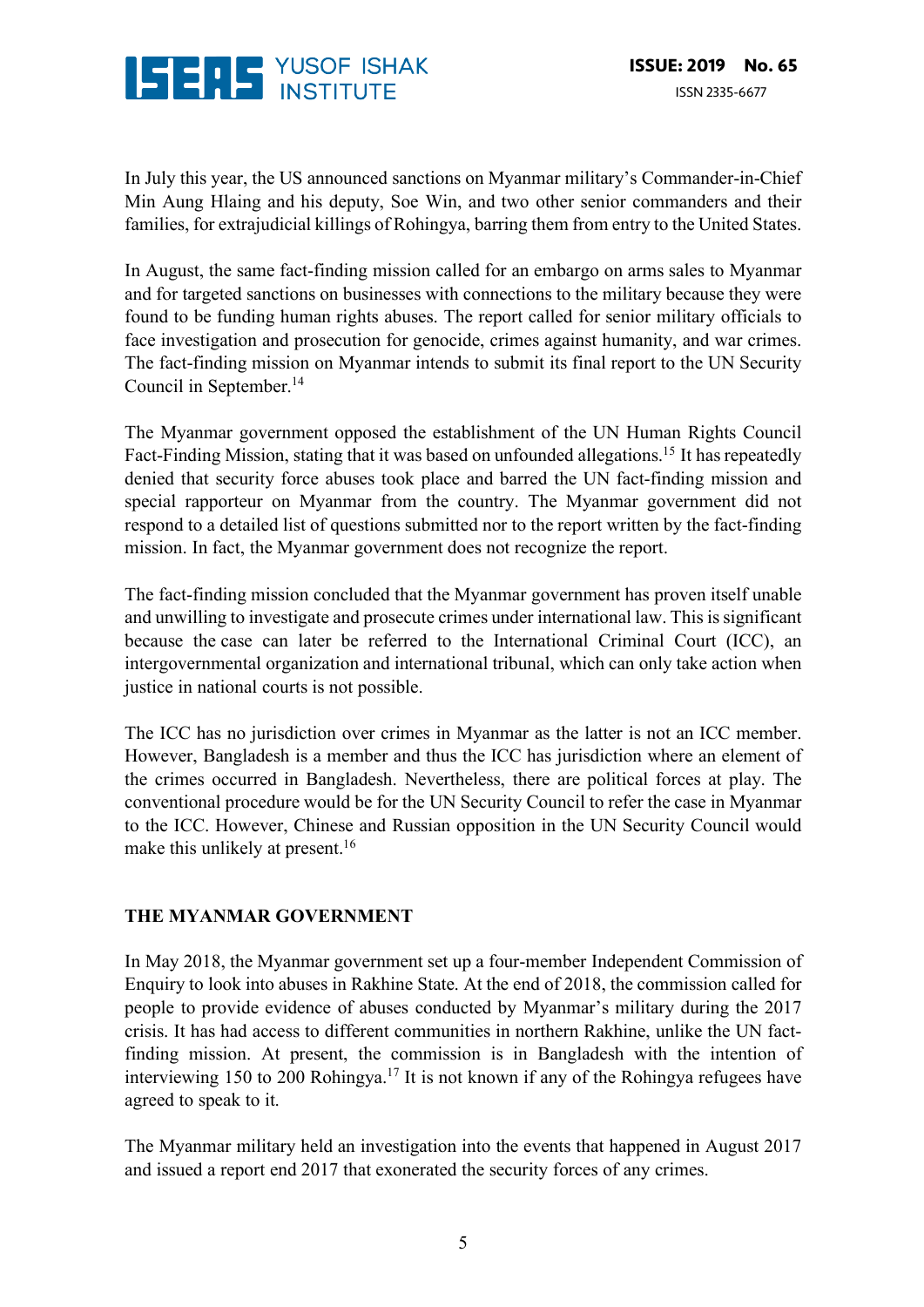In July this year, the US announced sanctions on Myanmar military's Commander-in-Chief Min Aung Hlaing and his deputy, Soe Win, and two other senior commanders and their families, for extrajudicial killings of Rohingya, barring them from entry to the United States.

In August, the same fact-finding mission called for an embargo on arms sales to Myanmar and for targeted sanctions on businesses with connections to the military because they were found to be funding human rights abuses. The report called for senior military officials to face investigation and prosecution for genocide, crimes against humanity, and war crimes. The fact-finding mission on Myanmar intends to submit its final report to the UN Security Council in September.[14]

The Myanmar government opposed the establishment of the UN Human Rights Council Fact-Finding Mission, stating that it was based on unfounded allegations.[15] It has repeatedly denied that security force abuses took place and barred the UN fact-finding mission and special rapporteur on Myanmar from the country. The Myanmar government did not respond to a detailed list of questions submitted nor to the report written by the fact-finding mission. In fact, the Myanmar government does not recognize the report.

The fact-finding mission concluded that the Myanmar government has proven itself unable and unwilling to investigate and prosecute crimes under international law. This is significant because the case can later be referred to the International Criminal Court (ICC), an intergovernmental organization and international tribunal, which can only take action when justice in national courts is not possible.

The ICC has no jurisdiction over crimes in Myanmar as the latter is not an ICC member. However, Bangladesh is a member and thus the ICC has jurisdiction where an element of the crimes occurred in Bangladesh. Nevertheless, there are political forces at play. The conventional procedure would be for the UN Security Council to refer the case in Myanmar to the ICC. However, Chinese and Russian opposition in the UN Security Council would make this unlikely at present.[16]

## THE MYANMAR GOVERNMENT

In May 2018, the Myanmar government set up a four-member Independent Commission of Enquiry to look into abuses in Rakhine State. At the end of 2018, the commission called for people to provide evidence of abuses conducted by Myanmar's military during the 2017 crisis. It has had access to different communities in northern Rakhine, unlike the UN fact-finding mission. At present, the commission is in Bangladesh with the intention of interviewing 150 to 200 Rohingya.[17] It is not known if any of the Rohingya refugees have agreed to speak to it.

The Myanmar military held an investigation into the events that happened in August 2017 and issued a report end 2017 that exonerated the security forces of any crimes.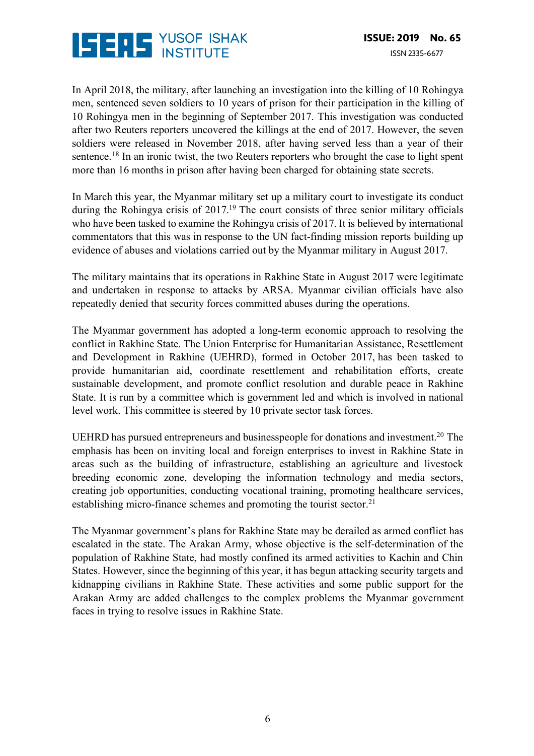In April 2018, the military, after launching an investigation into the killing of 10 Rohingya men, sentenced seven soldiers to 10 years of prison for their participation in the killing of 10 Rohingya men in the beginning of September 2017. This investigation was conducted after two Reuters reporters uncovered the killings at the end of 2017. However, the seven soldiers were released in November 2018, after having served less than a year of their sentence.[18] In an ironic twist, the two Reuters reporters who brought the case to light spent more than 16 months in prison after having been charged for obtaining state secrets.

In March this year, the Myanmar military set up a military court to investigate its conduct during the Rohingya crisis of 2017.[19] The court consists of three senior military officials who have been tasked to examine the Rohingya crisis of 2017. It is believed by international commentators that this was in response to the UN fact-finding mission reports building up evidence of abuses and violations carried out by the Myanmar military in August 2017.

The military maintains that its operations in Rakhine State in August 2017 were legitimate and undertaken in response to attacks by ARSA. Myanmar civilian officials have also repeatedly denied that security forces committed abuses during the operations.

The Myanmar government has adopted a long-term economic approach to resolving the conflict in Rakhine State. The Union Enterprise for Humanitarian Assistance, Resettlement and Development in Rakhine (UEHRD), formed in October 2017, has been tasked to provide humanitarian aid, coordinate resettlement and rehabilitation efforts, create sustainable development, and promote conflict resolution and durable peace in Rakhine State. It is run by a committee which is government led and which is involved in national level work. This committee is steered by 10 private sector task forces.

UEHRD has pursued entrepreneurs and businesspeople for donations and investment.[20] The emphasis has been on inviting local and foreign enterprises to invest in Rakhine State in areas such as the building of infrastructure, establishing an agriculture and livestock breeding economic zone, developing the information technology and media sectors, creating job opportunities, conducting vocational training, promoting healthcare services, establishing micro-finance schemes and promoting the tourist sector.[21]

The Myanmar government's plans for Rakhine State may be derailed as armed conflict has escalated in the state. The Arakan Army, whose objective is the self-determination of the population of Rakhine State, had mostly confined its armed activities to Kachin and Chin States. However, since the beginning of this year, it has begun attacking security targets and kidnapping civilians in Rakhine State. These activities and some public support for the Arakan Army are added challenges to the complex problems the Myanmar government faces in trying to resolve issues in Rakhine State.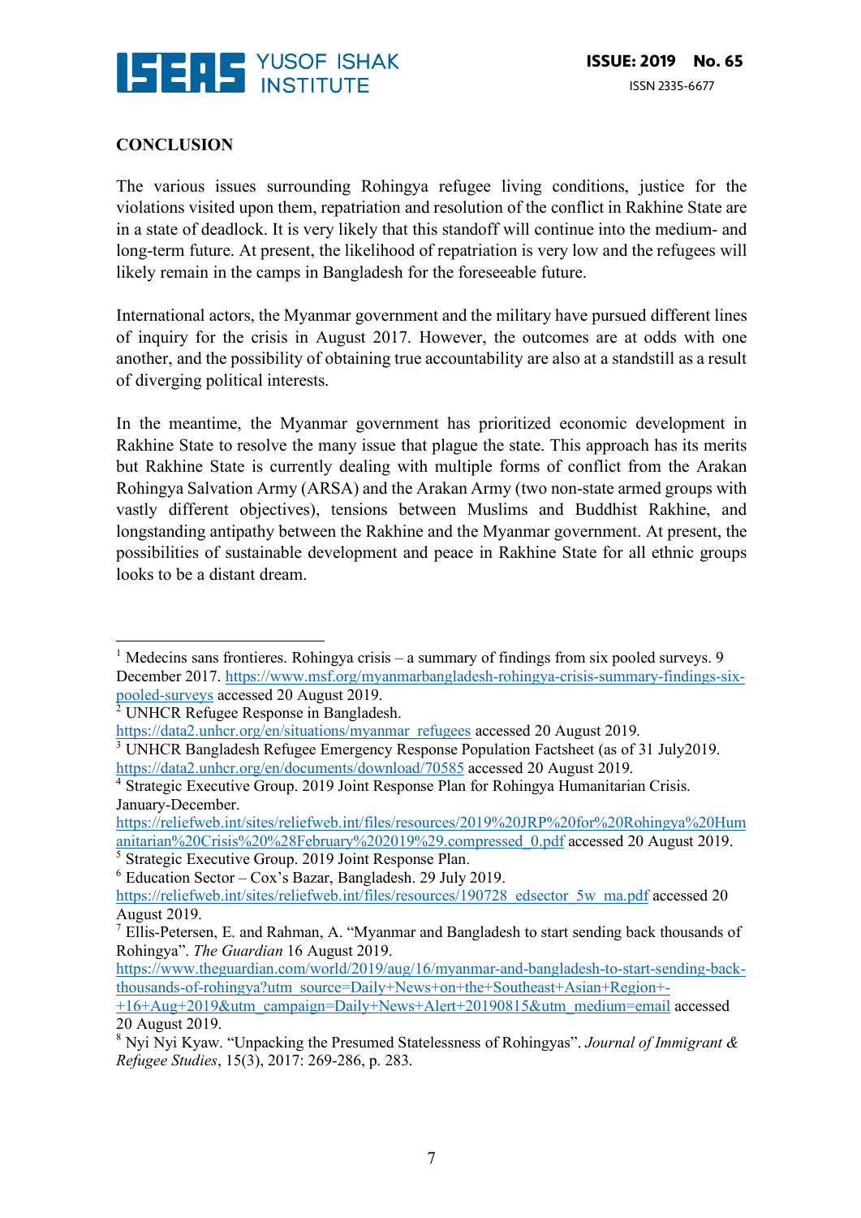## CONCLUSION

The various issues surrounding Rohingya refugee living conditions, justice for the violations visited upon them, repatriation and resolution of the conflict in Rakhine State are in a state of deadlock. It is very likely that this standoff will continue into the medium- and long-term future. At present, the likelihood of repatriation is very low and the refugees will likely remain in the camps in Bangladesh for the foreseeable future.

International actors, the Myanmar government and the military have pursued different lines of inquiry for the crisis in August 2017. However, the outcomes are at odds with one another, and the possibility of obtaining true accountability are also at a standstill as a result of diverging political interests.

In the meantime, the Myanmar government has prioritized economic development in Rakhine State to resolve the many issue that plague the state. This approach has its merits but Rakhine State is currently dealing with multiple forms of conflict from the Arakan Rohingya Salvation Army (ARSA) and the Arakan Army (two non-state armed groups with vastly different objectives), tensions between Muslims and Buddhist Rakhine, and longstanding antipathy between the Rakhine and the Myanmar government. At present, the possibilities of sustainable development and peace in Rakhine State for all ethnic groups looks to be a distant dream.

---

[1] Medecins sans frontieres. Rohingya crisis – a summary of findings from six pooled surveys. 9 December 2017. https://www.msf.org/myanmarbangladesh-rohingya-crisis-summary-findings-six-pooled-surveys accessed 20 August 2019.

[2] UNHCR Refugee Response in Bangladesh. https://data2.unhcr.org/en/situations/myanmar_refugees accessed 20 August 2019.

[3] UNHCR Bangladesh Refugee Emergency Response Population Factsheet (as of 31 July2019. https://data2.unhcr.org/en/documents/download/70585 accessed 20 August 2019.

[4] Strategic Executive Group. 2019 Joint Response Plan for Rohingya Humanitarian Crisis. January-December. https://reliefweb.int/sites/reliefweb.int/files/resources/2019%20JRP%20for%20Rohingya%20Humanitarian%20Crisis%20%28February%202019%29.compressed_0.pdf accessed 20 August 2019.

[5] Strategic Executive Group. 2019 Joint Response Plan.

[6] Education Sector – Cox's Bazar, Bangladesh. 29 July 2019. https://reliefweb.int/sites/reliefweb.int/files/resources/190728_edsector_5w_ma.pdf accessed 20 August 2019.

[7] Ellis-Petersen, E. and Rahman, A. "Myanmar and Bangladesh to start sending back thousands of Rohingya". *The Guardian* 16 August 2019. https://www.theguardian.com/world/2019/aug/16/myanmar-and-bangladesh-to-start-sending-back-thousands-of-rohingya?utm_source=Daily+News+on+the+Southeast+Asian+Region+-+16+Aug+2019&utm_campaign=Daily+News+Alert+20190815&utm_medium=email accessed 20 August 2019.

[8] Nyi Nyi Kyaw. "Unpacking the Presumed Statelessness of Rohingyas". *Journal of Immigrant & Refugee Studies*, 15(3), 2017: 269-286, p. 283.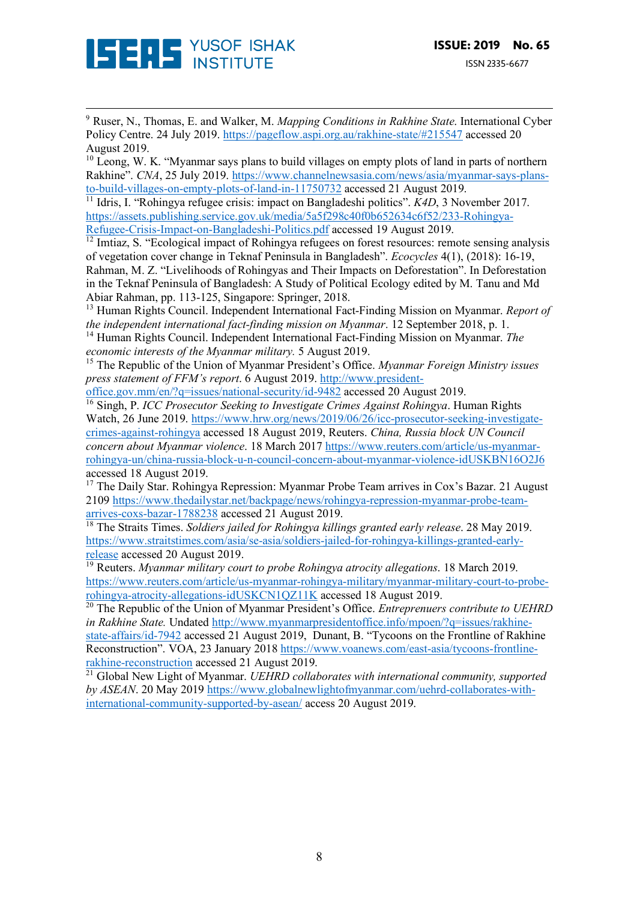[9] Ruser, N., Thomas, E. and Walker, M. *Mapping Conditions in Rakhine State*. International Cyber Policy Centre. 24 July 2019. https://pageflow.aspi.org.au/rakhine-state/#215547 accessed 20 August 2019.

[10] Leong, W. K. "Myanmar says plans to build villages on empty plots of land in parts of northern Rakhine". *CNA*, 25 July 2019. https://www.channelnewsasia.com/news/asia/myanmar-says-plans-to-build-villages-on-empty-plots-of-land-in-11750732 accessed 21 August 2019.

[11] Idris, I. "Rohingya refugee crisis: impact on Bangladeshi politics". *K4D*, 3 November 2017. https://assets.publishing.service.gov.uk/media/5a5f298c40f0b652634c6f52/233-Rohingya-Refugee-Crisis-Impact-on-Bangladeshi-Politics.pdf accessed 19 August 2019.

[12] Imtiaz, S. "Ecological impact of Rohingya refugees on forest resources: remote sensing analysis of vegetation cover change in Teknaf Peninsula in Bangladesh". *Ecocycles* 4(1), (2018): 16-19, Rahman, M. Z. "Livelihoods of Rohingyas and Their Impacts on Deforestation". In Deforestation in the Teknaf Peninsula of Bangladesh: A Study of Political Ecology edited by M. Tanu and Md Abiar Rahman, pp. 113-125, Singapore: Springer, 2018.

[13] Human Rights Council. Independent International Fact-Finding Mission on Myanmar. *Report of the independent international fact-finding mission on Myanmar*. 12 September 2018, p. 1.

[14] Human Rights Council. Independent International Fact-Finding Mission on Myanmar. *The economic interests of the Myanmar military.* 5 August 2019.

[15] The Republic of the Union of Myanmar President's Office. *Myanmar Foreign Ministry issues press statement of FFM's report*. 6 August 2019. http://www.president-office.gov.mm/en/?q=issues/national-security/id-9482 accessed 20 August 2019.

[16] Singh, P. *ICC Prosecutor Seeking to Investigate Crimes Against Rohingya*. Human Rights Watch, 26 June 2019. https://www.hrw.org/news/2019/06/26/icc-prosecutor-seeking-investigate-crimes-against-rohingya accessed 18 August 2019, Reuters. *China, Russia block UN Council concern about Myanmar violence*. 18 March 2017 https://www.reuters.com/article/us-myanmar-rohingya-un/china-russia-block-u-n-council-concern-about-myanmar-violence-idUSKBN16O2J6 accessed 18 August 2019.

[17] The Daily Star. Rohingya Repression: Myanmar Probe Team arrives in Cox's Bazar. 21 August 2109 https://www.thedailystar.net/backpage/news/rohingya-repression-myanmar-probe-team-arrives-coxs-bazar-1788238 accessed 21 August 2019.

[18] The Straits Times. *Soldiers jailed for Rohingya killings granted early release*. 28 May 2019. https://www.straitstimes.com/asia/se-asia/soldiers-jailed-for-rohingya-killings-granted-early-release accessed 20 August 2019.

[19] Reuters. *Myanmar military court to probe Rohingya atrocity allegations*. 18 March 2019. https://www.reuters.com/article/us-myanmar-rohingya-military/myanmar-military-court-to-probe-rohingya-atrocity-allegations-idUSKCN1QZ11K accessed 18 August 2019.

[20] The Republic of the Union of Myanmar President's Office. *Entreprenuers contribute to UEHRD in Rakhine State.* Undated http://www.myanmarpresidentoffice.info/mpoen/?q=issues/rakhine-state-affairs/id-7942 accessed 21 August 2019, Dunant, B. "Tycoons on the Frontline of Rakhine Reconstruction". VOA, 23 January 2018 https://www.voanews.com/east-asia/tycoons-frontline-rakhine-reconstruction accessed 21 August 2019.

[21] Global New Light of Myanmar. *UEHRD collaborates with international community, supported by ASEAN*. 20 May 2019 https://www.globalnewlightofmyanmar.com/uehrd-collaborates-with-international-community-supported-by-asean/ access 20 August 2019.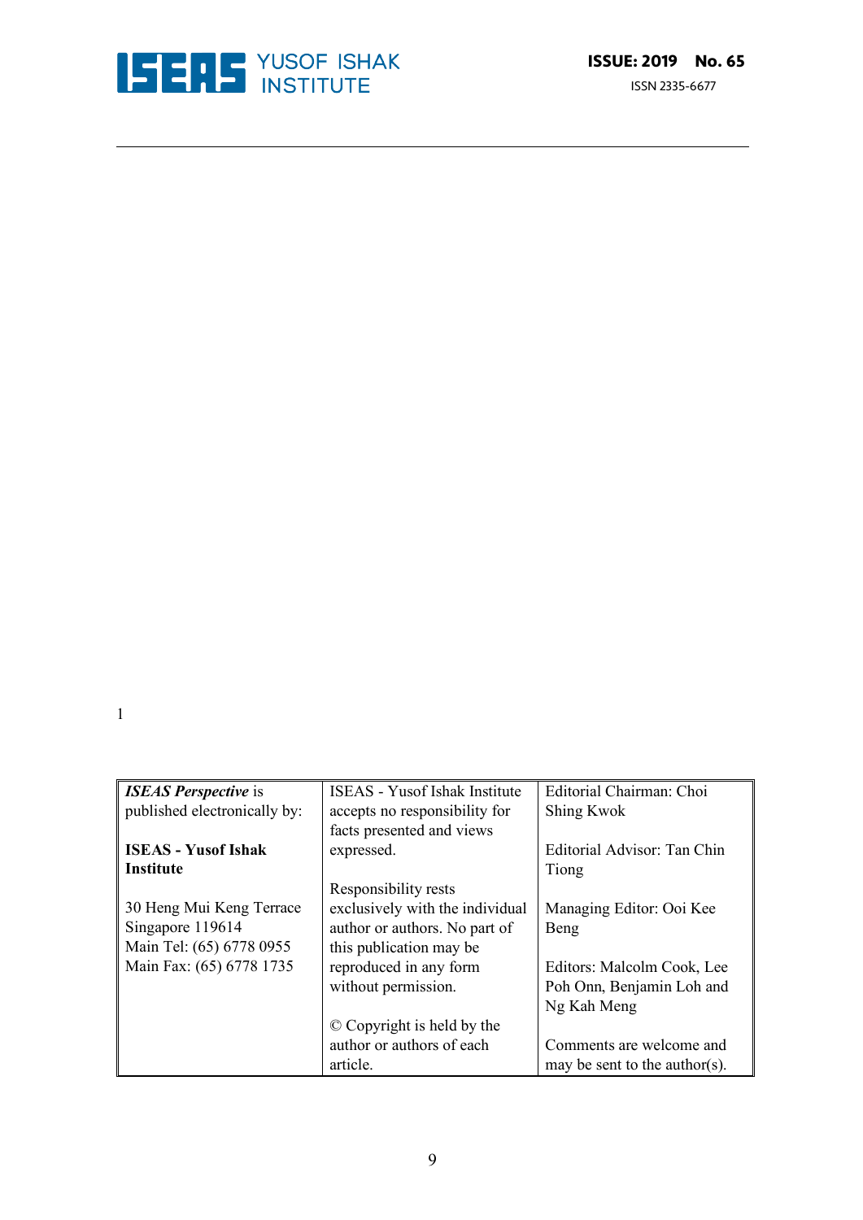1

| | | |
|---|---|---|
| ***ISEAS Perspective*** is published electronically by:<br><br>**ISEAS - Yusof Ishak Institute**<br><br>30 Heng Mui Keng Terrace<br>Singapore 119614<br>Main Tel: (65) 6778 0955<br>Main Fax: (65) 6778 1735 | ISEAS - Yusof Ishak Institute accepts no responsibility for facts presented and views expressed.<br><br>Responsibility rests exclusively with the individual author or authors. No part of this publication may be reproduced in any form without permission.<br><br>© Copyright is held by the author or authors of each article. | Editorial Chairman: Choi Shing Kwok<br><br>Editorial Advisor: Tan Chin Tiong<br><br>Managing Editor: Ooi Kee Beng<br><br>Editors: Malcolm Cook, Lee Poh Onn, Benjamin Loh and Ng Kah Meng<br><br>Comments are welcome and may be sent to the author(s). |